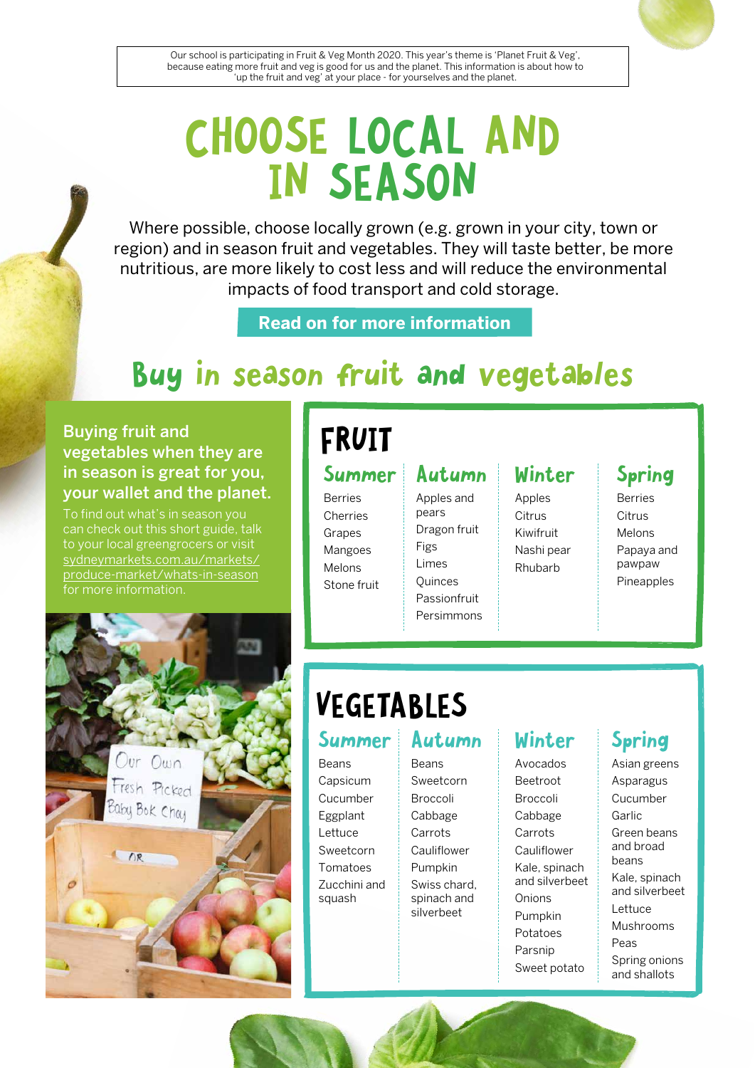Our school is participating in Fruit & Veg Month 2020. This year's theme is 'Planet Fruit & Veg', because eating more fruit and veg is good for us and the planet. This information is about how to 'up the fruit and veg' at your place - for yourselves and the planet.

# CHOOSE LOCAL AND IN SEASON

Where possible, choose locally grown (e.g. grown in your city, town or region) and in season fruit and vegetables. They will taste better, be more nutritious, are more likely to cost less and will reduce the environmental impacts of food transport and cold storage.

**Read on for more information**

## Buy in season fruit and vegetables

**Buying fruit and vegetables when they are in season is great for you, your wallet and the planet.**

To find out what's in season you can check out this short guide, talk to your local greengrocers or visit sydneymarkets.com.au/markets/produce-market/whats-in-season for more information.

### FRUIT

| Summer | Autumn | Winter | Spring |
|---|---|---|---|
| Berries | Apples and pears | Apples | Berries |
| Cherries | Dragon fruit | Citrus | Citrus |
| Grapes | Figs | Kiwifruit | Melons |
| Mangoes | Limes | Nashi pear | Papaya and pawpaw |
| Melons | Quinces | Rhubarb | Pineapples |
| Stone fruit | Passionfruit | | |
| | Persimmons | | |

### VEGETABLES

| Summer | Autumn | Winter | Spring |
|---|---|---|---|
| Beans | Beans | Avocados | Asian greens |
| Capsicum | Sweetcorn | Beetroot | Asparagus |
| Cucumber | Broccoli | Broccoli | Cucumber |
| Eggplant | Cabbage | Cabbage | Garlic |
| Lettuce | Carrots | Carrots | Green beans and broad beans |
| Sweetcorn | Cauliflower | Cauliflower | Kale, spinach and silverbeet |
| Tomatoes | Pumpkin | Kale, spinach and silverbeet | Lettuce |
| Zucchini and squash | Swiss chard, spinach and silverbeet | Onions | Mushrooms |
| | | Pumpkin | Peas |
| | | Potatoes | Spring onions and shallots |
| | | Parsnip | |
| | | Sweet potato | |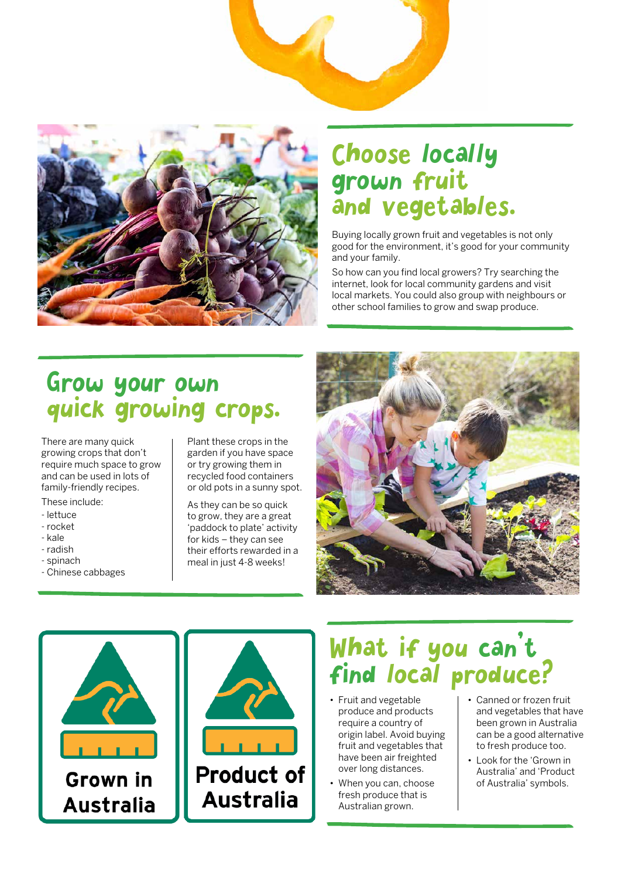## Choose locally grown fruit and vegetables.

Buying locally grown fruit and vegetables is not only good for the environment, it's good for your community and your family.

So how can you find local growers? Try searching the internet, look for local community gardens and visit local markets. You could also group with neighbours or other school families to grow and swap produce.

## Grow your own quick growing crops.

There are many quick growing crops that don't require much space to grow and can be used in lots of family-friendly recipes.

These include:

- lettuce
- rocket
- kale
- radish
- spinach
- Chinese cabbages

Plant these crops in the garden if you have space or try growing them in recycled food containers or old pots in a sunny spot.

As they can be so quick to grow, they are a great 'paddock to plate' activity for kids – they can see their efforts rewarded in a meal in just 4-8 weeks!

Grown in Australia

Product of Australia

## What if you can't find local produce?

- Fruit and vegetable produce and products require a country of origin label. Avoid buying fruit and vegetables that have been air freighted over long distances.
- When you can, choose fresh produce that is Australian grown.
- Canned or frozen fruit and vegetables that have been grown in Australia can be a good alternative to fresh produce too.
- Look for the 'Grown in Australia' and 'Product of Australia' symbols.